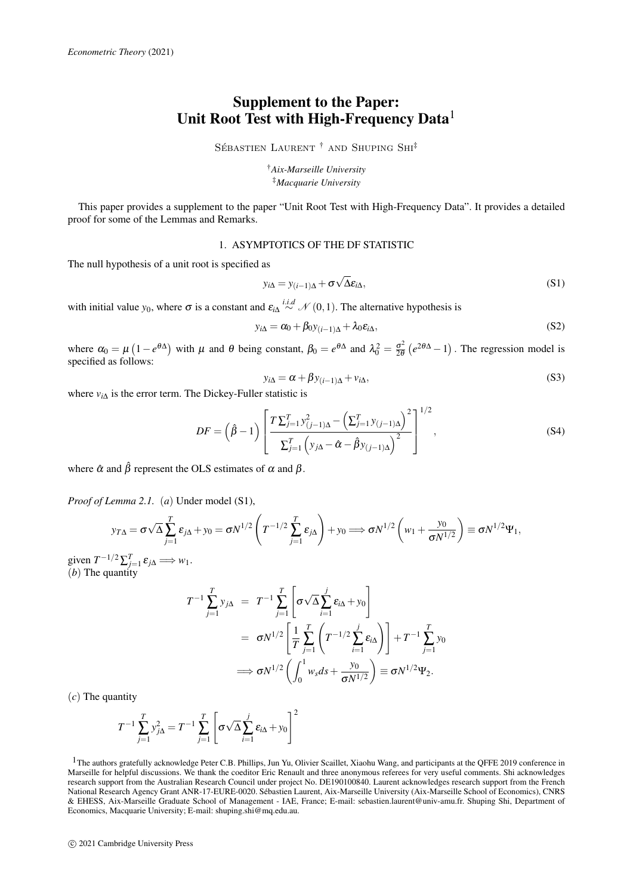# Supplement to the Paper: Unit Root Test with High-Frequency Data[1]

Sébastien Laurent † and Shuping Shi‡

†*Aix-Marseille University*
‡*Macquarie University*

This paper provides a supplement to the paper "Unit Root Test with High-Frequency Data". It provides a detailed proof for some of the Lemmas and Remarks.

## 1. ASYMPTOTICS OF THE DF STATISTIC

The null hypothesis of a unit root is specified as

$$y_{i\Delta} = y_{(i-1)\Delta} + \sigma\sqrt{\Delta}\varepsilon_{i\Delta}, \tag{S1}$$

with initial value $y_0$, where $\sigma$ is a constant and $\varepsilon_{i\Delta} \overset{i.i.d}{\sim} \mathcal{N}(0,1)$. The alternative hypothesis is

$$y_{i\Delta} = \alpha_0 + \beta_0 y_{(i-1)\Delta} + \lambda_0 \varepsilon_{i\Delta}, \tag{S2}$$

where $\alpha_0 = \mu\left(1 - e^{\theta\Delta}\right)$ with $\mu$ and $\theta$ being constant, $\beta_0 = e^{\theta\Delta}$ and $\lambda_0^2 = \frac{\sigma^2}{2\theta}\left(e^{2\theta\Delta} - 1\right)$. The regression model is specified as follows:

$$y_{i\Delta} = \alpha + \beta y_{(i-1)\Delta} + v_{i\Delta}, \tag{S3}$$

where $v_{i\Delta}$ is the error term. The Dickey-Fuller statistic is

$$DF = \left(\hat{\beta} - 1\right)\left[\frac{T\sum_{j=1}^{T} y_{(j-1)\Delta}^2 - \left(\sum_{j=1}^{T} y_{(j-1)\Delta}\right)^2}{\sum_{j=1}^{T}\left(y_{j\Delta} - \hat{\alpha} - \hat{\beta} y_{(j-1)\Delta}\right)^2}\right]^{1/2}, \tag{S4}$$

where $\hat{\alpha}$ and $\hat{\beta}$ represent the OLS estimates of $\alpha$ and $\beta$.

*Proof of Lemma 2.1.* $(a)$ Under model (S1),

$$y_{T\Delta} = \sigma\sqrt{\Delta}\sum_{j=1}^{T}\varepsilon_{j\Delta} + y_0 = \sigma N^{1/2}\left(T^{-1/2}\sum_{j=1}^{T}\varepsilon_{j\Delta}\right) + y_0 \Longrightarrow \sigma N^{1/2}\left(w_1 + \frac{y_0}{\sigma N^{1/2}}\right) \equiv \sigma N^{1/2}\Psi_1,$$

given $T^{-1/2}\sum_{j=1}^{T}\varepsilon_{j\Delta} \Longrightarrow w_1$.

$(b)$ The quantity

$$\begin{aligned}
T^{-1}\sum_{j=1}^{T} y_{j\Delta} &= T^{-1}\sum_{j=1}^{T}\left[\sigma\sqrt{\Delta}\sum_{i=1}^{j}\varepsilon_{i\Delta} + y_0\right] \\
&= \sigma N^{1/2}\left[\frac{1}{T}\sum_{j=1}^{T}\left(T^{-1/2}\sum_{i=1}^{j}\varepsilon_{i\Delta}\right)\right] + T^{-1}\sum_{j=1}^{T} y_0 \\
&\Longrightarrow \sigma N^{1/2}\left(\int_0^1 w_s ds + \frac{y_0}{\sigma N^{1/2}}\right) \equiv \sigma N^{1/2}\Psi_2.
\end{aligned}$$

$(c)$ The quantity

$$T^{-1}\sum_{j=1}^{T} y_{j\Delta}^2 = T^{-1}\sum_{j=1}^{T}\left[\sigma\sqrt{\Delta}\sum_{i=1}^{j}\varepsilon_{i\Delta} + y_0\right]^2$$

[1] The authors gratefully acknowledge Peter C.B. Phillips, Jun Yu, Olivier Scaillet, Xiaohu Wang, and participants at the QFFE 2019 conference in Marseille for helpful discussions. We thank the coeditor Eric Renault and three anonymous referees for very useful comments. Shi acknowledges research support from the Australian Research Council under project No. DE190100840. Laurent acknowledges research support from the French National Research Agency Grant ANR-17-EURE-0020. Sébastien Laurent, Aix-Marseille University (Aix-Marseille School of Economics), CNRS & EHESS, Aix-Marseille Graduate School of Management - IAE, France; E-mail: sebastien.laurent@univ-amu.fr. Shuping Shi, Department of Economics, Macquarie University; E-mail: shuping.shi@mq.edu.au.

© 2021 Cambridge University Press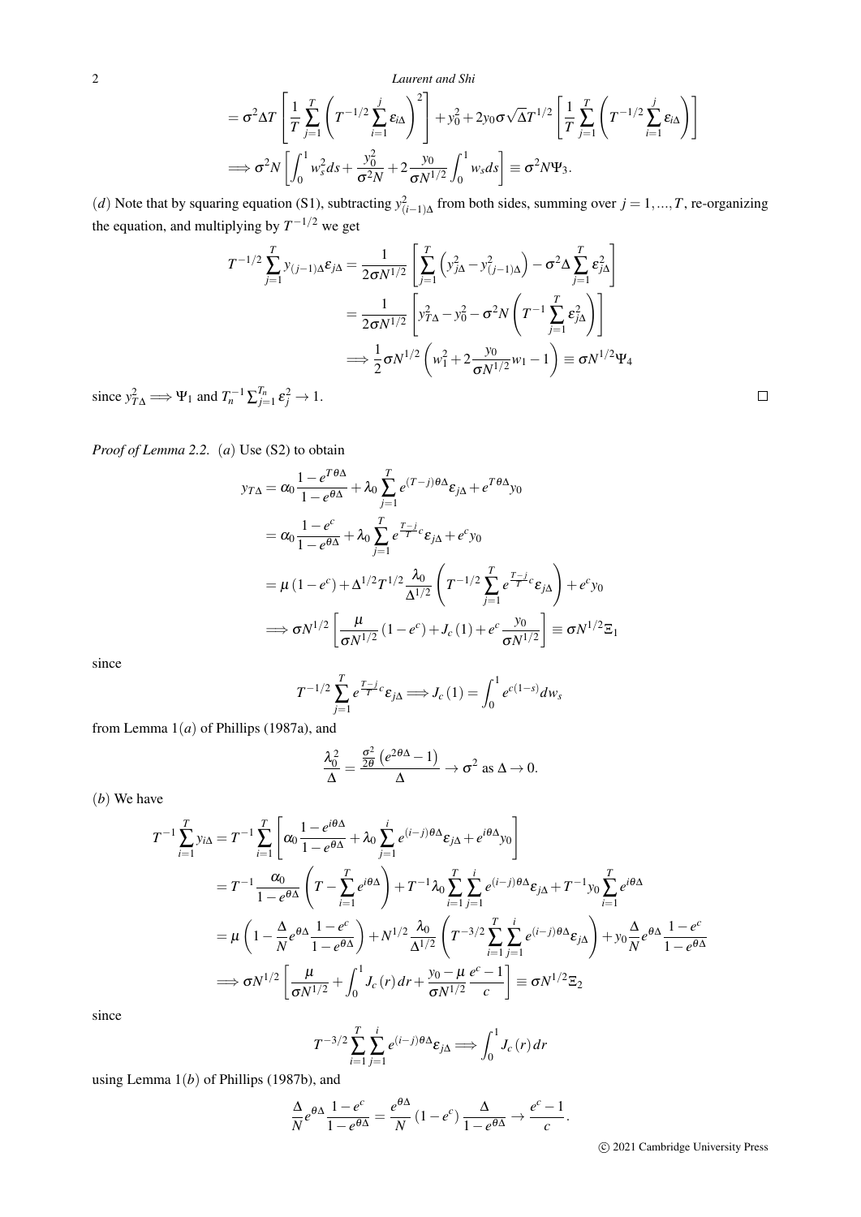$$
\begin{aligned}
&= \sigma^2 \Delta T \left[ \frac{1}{T} \sum_{j=1}^{T} \left( T^{-1/2} \sum_{i=1}^{j} \varepsilon_{i\Delta} \right)^2 \right] + y_0^2 + 2 y_0 \sigma \sqrt{\Delta} T^{1/2} \left[ \frac{1}{T} \sum_{j=1}^{T} \left( T^{-1/2} \sum_{i=1}^{j} \varepsilon_{i\Delta} \right) \right] \\
&\Longrightarrow \sigma^2 N \left[ \int_0^1 w_s^2 ds + \frac{y_0^2}{\sigma^2 N} + 2 \frac{y_0}{\sigma N^{1/2}} \int_0^1 w_s ds \right] \equiv \sigma^2 N \Psi_3.
\end{aligned}
$$

$(d)$ Note that by squaring equation (S1), subtracting $y_{(i-1)\Delta}^2$ from both sides, summing over $j = 1, ..., T$, re-organizing the equation, and multiplying by $T^{-1/2}$ we get

$$
\begin{aligned}
T^{-1/2} \sum_{j=1}^{T} y_{(j-1)\Delta} \varepsilon_{j\Delta} &= \frac{1}{2\sigma N^{1/2}} \left[ \sum_{j=1}^{T} \left( y_{j\Delta}^2 - y_{(j-1)\Delta}^2 \right) - \sigma^2 \Delta \sum_{j=1}^{T} \varepsilon_{j\Delta}^2 \right] \\
&= \frac{1}{2\sigma N^{1/2}} \left[ y_{T\Delta}^2 - y_0^2 - \sigma^2 N \left( T^{-1} \sum_{j=1}^{T} \varepsilon_{j\Delta}^2 \right) \right] \\
&\Longrightarrow \frac{1}{2} \sigma N^{1/2} \left( w_1^2 + 2 \frac{y_0}{\sigma N^{1/2}} w_1 - 1 \right) \equiv \sigma N^{1/2} \Psi_4
\end{aligned}
$$

since $y_{T\Delta}^2 \Longrightarrow \Psi_1$ and $T_n^{-1} \sum_{j=1}^{T_n} \varepsilon_j^2 \to 1$. □

*Proof of Lemma 2.2.* $(a)$ Use (S2) to obtain

$$
\begin{aligned}
y_{T\Delta} &= \alpha_0 \frac{1 - e^{T\theta\Delta}}{1 - e^{\theta\Delta}} + \lambda_0 \sum_{j=1}^{T} e^{(T-j)\theta\Delta} \varepsilon_{j\Delta} + e^{T\theta\Delta} y_0 \\
&= \alpha_0 \frac{1 - e^{c}}{1 - e^{\theta\Delta}} + \lambda_0 \sum_{j=1}^{T} e^{\frac{T-j}{T} c} \varepsilon_{j\Delta} + e^{c} y_0 \\
&= \mu \left(1 - e^{c}\right) + \Delta^{1/2} T^{1/2} \frac{\lambda_0}{\Delta^{1/2}} \left( T^{-1/2} \sum_{j=1}^{T} e^{\frac{T-j}{T} c} \varepsilon_{j\Delta} \right) + e^{c} y_0 \\
&\Longrightarrow \sigma N^{1/2} \left[ \frac{\mu}{\sigma N^{1/2}} \left(1 - e^{c}\right) + J_c(1) + e^{c} \frac{y_0}{\sigma N^{1/2}} \right] \equiv \sigma N^{1/2} \Xi_1
\end{aligned}
$$

since

$$
T^{-1/2} \sum_{j=1}^{T} e^{\frac{T-j}{T} c} \varepsilon_{j\Delta} \Longrightarrow J_c(1) = \int_0^1 e^{c(1-s)} dw_s
$$

from Lemma $1(a)$ of Phillips (1987a), and

$$
\frac{\lambda_0^2}{\Delta} = \frac{\frac{\sigma^2}{2\theta}\left(e^{2\theta\Delta} - 1\right)}{\Delta} \to \sigma^2 \text{ as } \Delta \to 0.
$$

$(b)$ We have

$$
\begin{aligned}
T^{-1} \sum_{i=1}^{T} y_{i\Delta} &= T^{-1} \sum_{i=1}^{T} \left[ \alpha_0 \frac{1 - e^{i\theta\Delta}}{1 - e^{\theta\Delta}} + \lambda_0 \sum_{j=1}^{i} e^{(i-j)\theta\Delta} \varepsilon_{j\Delta} + e^{i\theta\Delta} y_0 \right] \\
&= T^{-1} \frac{\alpha_0}{1 - e^{\theta\Delta}} \left( T - \sum_{i=1}^{T} e^{i\theta\Delta} \right) + T^{-1} \lambda_0 \sum_{i=1}^{T} \sum_{j=1}^{i} e^{(i-j)\theta\Delta} \varepsilon_{j\Delta} + T^{-1} y_0 \sum_{i=1}^{T} e^{i\theta\Delta} \\
&= \mu \left( 1 - \frac{\Delta}{N} e^{\theta\Delta} \frac{1 - e^{c}}{1 - e^{\theta\Delta}} \right) + N^{1/2} \frac{\lambda_0}{\Delta^{1/2}} \left( T^{-3/2} \sum_{i=1}^{T} \sum_{j=1}^{i} e^{(i-j)\theta\Delta} \varepsilon_{j\Delta} \right) + y_0 \frac{\Delta}{N} e^{\theta\Delta} \frac{1 - e^{c}}{1 - e^{\theta\Delta}} \\
&\Longrightarrow \sigma N^{1/2} \left[ \frac{\mu}{\sigma N^{1/2}} + \int_0^1 J_c(r) dr + \frac{y_0 - \mu}{\sigma N^{1/2}} \frac{e^{c} - 1}{c} \right] \equiv \sigma N^{1/2} \Xi_2
\end{aligned}
$$

since

$$
T^{-3/2} \sum_{i=1}^{T} \sum_{j=1}^{i} e^{(i-j)\theta\Delta} \varepsilon_{j\Delta} \Longrightarrow \int_0^1 J_c(r) dr
$$

using Lemma $1(b)$ of Phillips (1987b), and

$$
\frac{\Delta}{N} e^{\theta\Delta} \frac{1 - e^{c}}{1 - e^{\theta\Delta}} = \frac{e^{\theta\Delta}}{N} \left(1 - e^{c}\right) \frac{\Delta}{1 - e^{\theta\Delta}} \to \frac{e^{c} - 1}{c}.
$$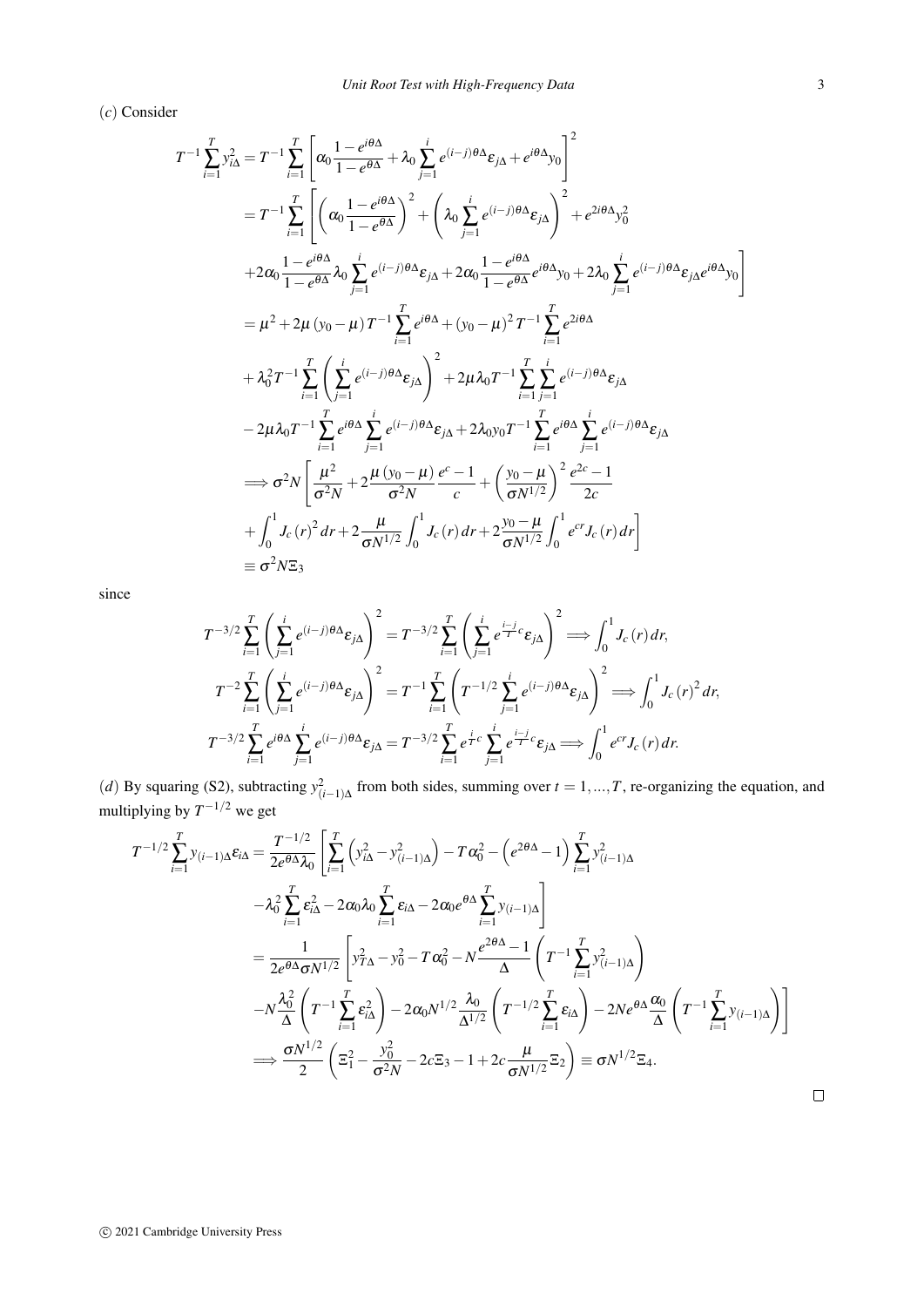(*c*) Consider

$$
\begin{aligned}
T^{-1}\sum_{i=1}^{T} y_{i\Delta}^2 &= T^{-1}\sum_{i=1}^{T}\left[\alpha_0 \frac{1-e^{i\theta\Delta}}{1-e^{\theta\Delta}} + \lambda_0 \sum_{j=1}^{i} e^{(i-j)\theta\Delta}\varepsilon_{j\Delta} + e^{i\theta\Delta} y_0\right]^2 \\
&= T^{-1}\sum_{i=1}^{T}\left[\left(\alpha_0 \frac{1-e^{i\theta\Delta}}{1-e^{\theta\Delta}}\right)^2 + \left(\lambda_0 \sum_{j=1}^{i} e^{(i-j)\theta\Delta}\varepsilon_{j\Delta}\right)^2 + e^{2i\theta\Delta} y_0^2\right. \\
&\quad \left. + 2\alpha_0 \frac{1-e^{i\theta\Delta}}{1-e^{\theta\Delta}} \lambda_0 \sum_{j=1}^{i} e^{(i-j)\theta\Delta}\varepsilon_{j\Delta} + 2\alpha_0 \frac{1-e^{i\theta\Delta}}{1-e^{\theta\Delta}} e^{i\theta\Delta} y_0 + 2\lambda_0 \sum_{j=1}^{i} e^{(i-j)\theta\Delta}\varepsilon_{j\Delta} e^{i\theta\Delta} y_0\right] \\
&= \mu^2 + 2\mu\left(y_0-\mu\right) T^{-1}\sum_{i=1}^{T} e^{i\theta\Delta} + \left(y_0-\mu\right)^2 T^{-1}\sum_{i=1}^{T} e^{2i\theta\Delta} \\
&\quad + \lambda_0^2 T^{-1}\sum_{i=1}^{T}\left(\sum_{j=1}^{i} e^{(i-j)\theta\Delta}\varepsilon_{j\Delta}\right)^2 + 2\mu\lambda_0 T^{-1}\sum_{i=1}^{T}\sum_{j=1}^{i} e^{(i-j)\theta\Delta}\varepsilon_{j\Delta} \\
&\quad - 2\mu\lambda_0 T^{-1}\sum_{i=1}^{T} e^{i\theta\Delta}\sum_{j=1}^{i} e^{(i-j)\theta\Delta}\varepsilon_{j\Delta} + 2\lambda_0 y_0 T^{-1}\sum_{i=1}^{T} e^{i\theta\Delta}\sum_{j=1}^{i} e^{(i-j)\theta\Delta}\varepsilon_{j\Delta} \\
&\Longrightarrow \sigma^2 N\left[\frac{\mu^2}{\sigma^2 N} + 2\frac{\mu\left(y_0-\mu\right)}{\sigma^2 N}\frac{e^c-1}{c} + \left(\frac{y_0-\mu}{\sigma N^{1/2}}\right)^2 \frac{e^{2c}-1}{2c}\right. \\
&\quad \left. + \int_0^1 J_c(r)^2 dr + 2\frac{\mu}{\sigma N^{1/2}}\int_0^1 J_c(r)\, dr + 2\frac{y_0-\mu}{\sigma N^{1/2}}\int_0^1 e^{cr} J_c(r)\, dr\right] \\
&\equiv \sigma^2 N \Xi_3
\end{aligned}
$$

since

$$
\begin{aligned}
T^{-3/2}\sum_{i=1}^{T}\left(\sum_{j=1}^{i} e^{(i-j)\theta\Delta}\varepsilon_{j\Delta}\right)^2 &= T^{-3/2}\sum_{i=1}^{T}\left(\sum_{j=1}^{i} e^{\frac{i-j}{T}c}\varepsilon_{j\Delta}\right)^2 \Longrightarrow \int_0^1 J_c(r)\, dr, \\
T^{-2}\sum_{i=1}^{T}\left(\sum_{j=1}^{i} e^{(i-j)\theta\Delta}\varepsilon_{j\Delta}\right)^2 &= T^{-1}\sum_{i=1}^{T}\left(T^{-1/2}\sum_{j=1}^{i} e^{(i-j)\theta\Delta}\varepsilon_{j\Delta}\right)^2 \Longrightarrow \int_0^1 J_c(r)^2 dr, \\
T^{-3/2}\sum_{i=1}^{T} e^{i\theta\Delta}\sum_{j=1}^{i} e^{(i-j)\theta\Delta}\varepsilon_{j\Delta} &= T^{-3/2}\sum_{i=1}^{T} e^{\frac{i}{T}c}\sum_{j=1}^{i} e^{\frac{i-j}{T}c}\varepsilon_{j\Delta} \Longrightarrow \int_0^1 e^{cr} J_c(r)\, dr.
\end{aligned}
$$

(*d*) By squaring (S2), subtracting $y_{(i-1)\Delta}^2$ from both sides, summing over $t = 1, \ldots, T$, re-organizing the equation, and multiplying by $T^{-1/2}$ we get

$$
\begin{aligned}
T^{-1/2}\sum_{i=1}^{T} y_{(i-1)\Delta}\varepsilon_{i\Delta} &= \frac{T^{-1/2}}{2e^{\theta\Delta}\lambda_0}\left[\sum_{i=1}^{T}\left(y_{i\Delta}^2 - y_{(i-1)\Delta}^2\right) - T\alpha_0^2 - \left(e^{2\theta\Delta}-1\right)\sum_{i=1}^{T} y_{(i-1)\Delta}^2\right. \\
&\quad \left. - \lambda_0^2 \sum_{i=1}^{T}\varepsilon_{i\Delta}^2 - 2\alpha_0\lambda_0\sum_{i=1}^{T}\varepsilon_{i\Delta} - 2\alpha_0 e^{\theta\Delta}\sum_{i=1}^{T} y_{(i-1)\Delta}\right] \\
&= \frac{1}{2e^{\theta\Delta}\sigma N^{1/2}}\left[y_{T\Delta}^2 - y_0^2 - T\alpha_0^2 - N\frac{e^{2\theta\Delta}-1}{\Delta}\left(T^{-1}\sum_{i=1}^{T} y_{(i-1)\Delta}^2\right)\right. \\
&\quad \left. - N\frac{\lambda_0^2}{\Delta}\left(T^{-1}\sum_{i=1}^{T}\varepsilon_{i\Delta}^2\right) - 2\alpha_0 N^{1/2}\frac{\lambda_0}{\Delta^{1/2}}\left(T^{-1/2}\sum_{i=1}^{T}\varepsilon_{i\Delta}\right) - 2Ne^{\theta\Delta}\frac{\alpha_0}{\Delta}\left(T^{-1}\sum_{i=1}^{T} y_{(i-1)\Delta}\right)\right] \\
&\Longrightarrow \frac{\sigma N^{1/2}}{2}\left(\Xi_1^2 - \frac{y_0^2}{\sigma^2 N} - 2c\Xi_3 - 1 + 2c\frac{\mu}{\sigma N^{1/2}}\Xi_2\right) \equiv \sigma N^{1/2}\Xi_4.
\end{aligned}
$$

□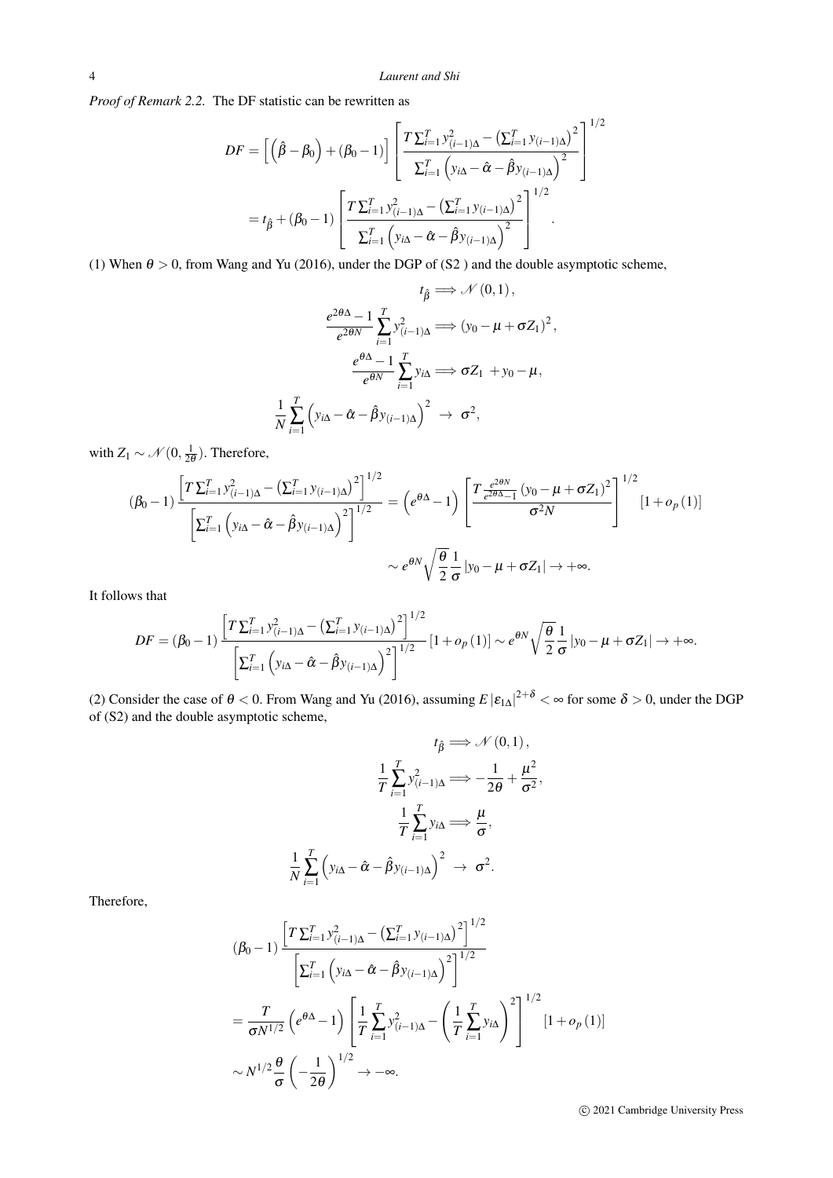*Proof of Remark 2.2.* The DF statistic can be rewritten as

$$DF = \left[\left(\hat{\beta} - \beta_0\right) + (\beta_0 - 1)\right] \left[\frac{T\sum_{i=1}^{T} y_{(i-1)\Delta}^2 - \left(\sum_{i=1}^{T} y_{(i-1)\Delta}\right)^2}{\sum_{i=1}^{T}\left(y_{i\Delta} - \hat{\alpha} - \hat{\beta} y_{(i-1)\Delta}\right)^2}\right]^{1/2}$$

$$= t_{\hat{\beta}} + (\beta_0 - 1)\left[\frac{T\sum_{i=1}^{T} y_{(i-1)\Delta}^2 - \left(\sum_{i=1}^{T} y_{(i-1)\Delta}\right)^2}{\sum_{i=1}^{T}\left(y_{i\Delta} - \hat{\alpha} - \hat{\beta} y_{(i-1)\Delta}\right)^2}\right]^{1/2}.$$

(1) When $\theta > 0$, from Wang and Yu (2016), under the DGP of (S2 ) and the double asymptotic scheme,

$$t_{\hat{\beta}} \Longrightarrow \mathcal{N}(0,1),$$

$$\frac{e^{2\theta\Delta} - 1}{e^{2\theta N}} \sum_{i=1}^{T} y_{(i-1)\Delta}^2 \Longrightarrow (y_0 - \mu + \sigma Z_1)^2,$$

$$\frac{e^{\theta\Delta} - 1}{e^{\theta N}} \sum_{i=1}^{T} y_{i\Delta} \Longrightarrow \sigma Z_1 + y_0 - \mu,$$

$$\frac{1}{N}\sum_{i=1}^{T}\left(y_{i\Delta} - \hat{\alpha} - \hat{\beta} y_{(i-1)\Delta}\right)^2 \rightarrow \sigma^2,$$

with $Z_1 \sim \mathcal{N}(0, \frac{1}{2\theta})$. Therefore,

$$(\beta_0 - 1)\frac{\left[T\sum_{i=1}^{T} y_{(i-1)\Delta}^2 - \left(\sum_{i=1}^{T} y_{(i-1)\Delta}\right)^2\right]^{1/2}}{\left[\sum_{i=1}^{T}\left(y_{i\Delta} - \hat{\alpha} - \hat{\beta} y_{(i-1)\Delta}\right)^2\right]^{1/2}} = \left(e^{\theta\Delta} - 1\right)\left[\frac{T\frac{e^{2\theta N}}{e^{2\theta\Delta} - 1}(y_0 - \mu + \sigma Z_1)^2}{\sigma^2 N}\right]^{1/2}[1 + o_p(1)]$$

$$\sim e^{\theta N}\sqrt{\frac{\theta}{2}}\frac{1}{\sigma}|y_0 - \mu + \sigma Z_1| \rightarrow +\infty.$$

It follows that

$$DF = (\beta_0 - 1)\frac{\left[T\sum_{i=1}^{T} y_{(i-1)\Delta}^2 - \left(\sum_{i=1}^{T} y_{(i-1)\Delta}\right)^2\right]^{1/2}}{\left[\sum_{i=1}^{T}\left(y_{i\Delta} - \hat{\alpha} - \hat{\beta} y_{(i-1)\Delta}\right)^2\right]^{1/2}}[1 + o_p(1)] \sim e^{\theta N}\sqrt{\frac{\theta}{2}}\frac{1}{\sigma}|y_0 - \mu + \sigma Z_1| \rightarrow +\infty.$$

(2) Consider the case of $\theta < 0$. From Wang and Yu (2016), assuming $E|\varepsilon_{1\Delta}|^{2+\delta} < \infty$ for some $\delta > 0$, under the DGP of (S2) and the double asymptotic scheme,

$$t_{\hat{\beta}} \Longrightarrow \mathcal{N}(0,1),$$

$$\frac{1}{T}\sum_{i=1}^{T} y_{(i-1)\Delta}^2 \Longrightarrow -\frac{1}{2\theta} + \frac{\mu^2}{\sigma^2},$$

$$\frac{1}{T}\sum_{i=1}^{T} y_{i\Delta} \Longrightarrow \frac{\mu}{\sigma},$$

$$\frac{1}{N}\sum_{i=1}^{T}\left(y_{i\Delta} - \hat{\alpha} - \hat{\beta} y_{(i-1)\Delta}\right)^2 \rightarrow \sigma^2.$$

Therefore,

$$(\beta_0 - 1)\frac{\left[T\sum_{i=1}^{T} y_{(i-1)\Delta}^2 - \left(\sum_{i=1}^{T} y_{(i-1)\Delta}\right)^2\right]^{1/2}}{\left[\sum_{i=1}^{T}\left(y_{i\Delta} - \hat{\alpha} - \hat{\beta} y_{(i-1)\Delta}\right)^2\right]^{1/2}}$$

$$= \frac{T}{\sigma N^{1/2}}\left(e^{\theta\Delta} - 1\right)\left[\frac{1}{T}\sum_{i=1}^{T} y_{(i-1)\Delta}^2 - \left(\frac{1}{T}\sum_{i=1}^{T} y_{i\Delta}\right)^2\right]^{1/2}[1 + o_p(1)]$$

$$\sim N^{1/2}\frac{\theta}{\sigma}\left(-\frac{1}{2\theta}\right)^{1/2} \rightarrow -\infty.$$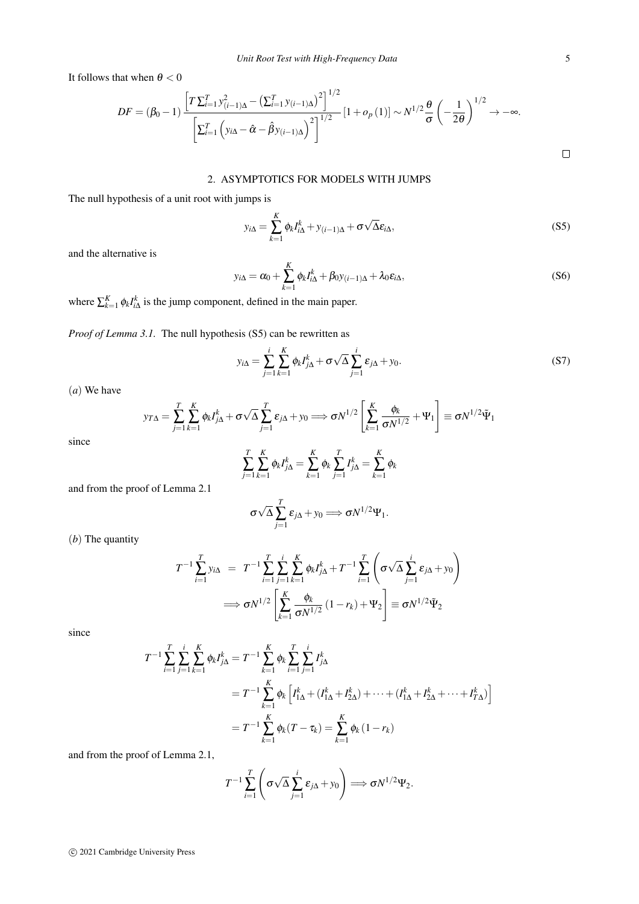It follows that when $\theta < 0$

$$DF = (\beta_0 - 1)\frac{\left[T\sum_{i=1}^{T} y_{(i-1)\Delta}^2 - \left(\sum_{i=1}^{T} y_{(i-1)\Delta}\right)^2\right]^{1/2}}{\left[\sum_{i=1}^{T}\left(y_{i\Delta} - \hat{\alpha} - \hat{\beta} y_{(i-1)\Delta}\right)^2\right]^{1/2}}\left[1 + o_p(1)\right] \sim N^{1/2}\frac{\theta}{\sigma}\left(-\frac{1}{2\theta}\right)^{1/2} \to -\infty.$$

□

## 2. ASYMPTOTICS FOR MODELS WITH JUMPS

The null hypothesis of a unit root with jumps is

$$y_{i\Delta} = \sum_{k=1}^{K} \phi_k I_{i\Delta}^k + y_{(i-1)\Delta} + \sigma\sqrt{\Delta}\varepsilon_{i\Delta}, \tag{S5}$$

and the alternative is

$$y_{i\Delta} = \alpha_0 + \sum_{k=1}^{K} \phi_k I_{i\Delta}^k + \beta_0 y_{(i-1)\Delta} + \lambda_0 \varepsilon_{i\Delta}, \tag{S6}$$

where $\sum_{k=1}^{K} \phi_k I_{i\Delta}^k$ is the jump component, defined in the main paper.

*Proof of Lemma 3.1.* The null hypothesis (S5) can be rewritten as

$$y_{i\Delta} = \sum_{j=1}^{i}\sum_{k=1}^{K} \phi_k I_{j\Delta}^k + \sigma\sqrt{\Delta}\sum_{j=1}^{i} \varepsilon_{j\Delta} + y_0. \tag{S7}$$

$(a)$ We have

$$y_{T\Delta} = \sum_{j=1}^{T}\sum_{k=1}^{K} \phi_k I_{j\Delta}^k + \sigma\sqrt{\Delta}\sum_{j=1}^{T} \varepsilon_{j\Delta} + y_0 \Longrightarrow \sigma N^{1/2}\left[\sum_{k=1}^{K}\frac{\phi_k}{\sigma N^{1/2}} + \Psi_1\right] \equiv \sigma N^{1/2}\tilde{\Psi}_1$$

since

$$\sum_{j=1}^{T}\sum_{k=1}^{K} \phi_k I_{j\Delta}^k = \sum_{k=1}^{K} \phi_k \sum_{j=1}^{T} I_{j\Delta}^k = \sum_{k=1}^{K} \phi_k$$

and from the proof of Lemma 2.1

$$\sigma\sqrt{\Delta}\sum_{j=1}^{T} \varepsilon_{j\Delta} + y_0 \Longrightarrow \sigma N^{1/2}\Psi_1.$$

$(b)$ The quantity

$$\begin{aligned} T^{-1}\sum_{i=1}^{T} y_{i\Delta} &= T^{-1}\sum_{i=1}^{T}\sum_{j=1}^{i}\sum_{k=1}^{K} \phi_k I_{j\Delta}^k + T^{-1}\sum_{i=1}^{T}\left(\sigma\sqrt{\Delta}\sum_{j=1}^{i}\varepsilon_{j\Delta} + y_0\right) \\ &\Longrightarrow \sigma N^{1/2}\left[\sum_{k=1}^{K}\frac{\phi_k}{\sigma N^{1/2}}(1 - r_k) + \Psi_2\right] \equiv \sigma N^{1/2}\tilde{\Psi}_2 \end{aligned}$$

since

$$\begin{aligned} T^{-1}\sum_{i=1}^{T}\sum_{j=1}^{i}\sum_{k=1}^{K} \phi_k I_{j\Delta}^k &= T^{-1}\sum_{k=1}^{K} \phi_k \sum_{i=1}^{T}\sum_{j=1}^{i} I_{j\Delta}^k \\ &= T^{-1}\sum_{k=1}^{K} \phi_k\left[I_{1\Delta}^k + (I_{1\Delta}^k + I_{2\Delta}^k) + \cdots + (I_{1\Delta}^k + I_{2\Delta}^k + \cdots + I_{T\Delta}^k)\right] \\ &= T^{-1}\sum_{k=1}^{K} \phi_k (T - \tau_k) = \sum_{k=1}^{K} \phi_k (1 - r_k) \end{aligned}$$

and from the proof of Lemma 2.1,

$$T^{-1}\sum_{i=1}^{T}\left(\sigma\sqrt{\Delta}\sum_{j=1}^{i}\varepsilon_{j\Delta} + y_0\right) \Longrightarrow \sigma N^{1/2}\Psi_2.$$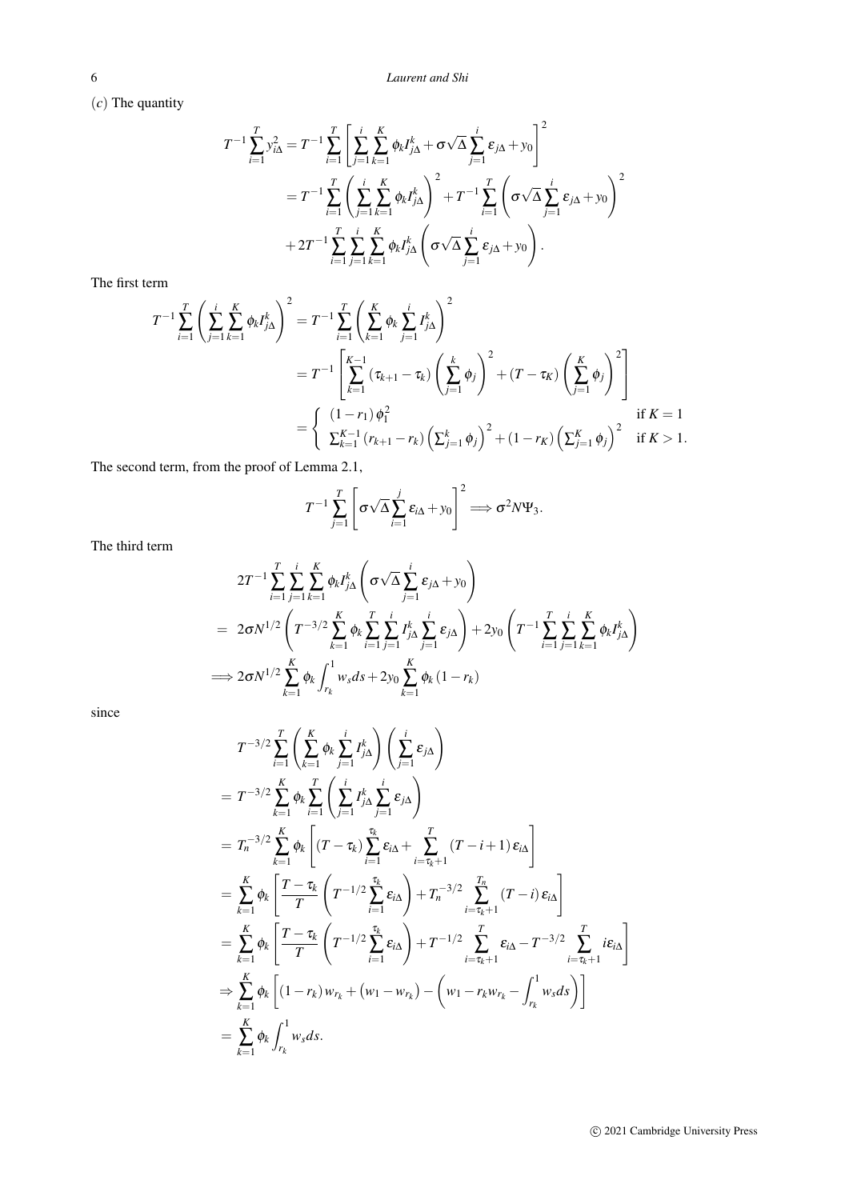$(c)$ The quantity

$$
\begin{aligned}
T^{-1}\sum_{i=1}^{T} y_{i\Delta}^2 &= T^{-1}\sum_{i=1}^{T}\left[\sum_{j=1}^{i}\sum_{k=1}^{K}\phi_k I_{j\Delta}^k + \sigma\sqrt{\Delta}\sum_{j=1}^{i}\varepsilon_{j\Delta} + y_0\right]^2 \\
&= T^{-1}\sum_{i=1}^{T}\left(\sum_{j=1}^{i}\sum_{k=1}^{K}\phi_k I_{j\Delta}^k\right)^2 + T^{-1}\sum_{i=1}^{T}\left(\sigma\sqrt{\Delta}\sum_{j=1}^{i}\varepsilon_{j\Delta} + y_0\right)^2 \\
&\quad + 2T^{-1}\sum_{i=1}^{T}\sum_{j=1}^{i}\sum_{k=1}^{K}\phi_k I_{j\Delta}^k\left(\sigma\sqrt{\Delta}\sum_{j=1}^{i}\varepsilon_{j\Delta} + y_0\right).
\end{aligned}
$$

The first term

$$
\begin{aligned}
T^{-1}\sum_{i=1}^{T}\left(\sum_{j=1}^{i}\sum_{k=1}^{K}\phi_k I_{j\Delta}^k\right)^2 &= T^{-1}\sum_{i=1}^{T}\left(\sum_{k=1}^{K}\phi_k\sum_{j=1}^{i} I_{j\Delta}^k\right)^2 \\
&= T^{-1}\left[\sum_{k=1}^{K-1}(\tau_{k+1}-\tau_k)\left(\sum_{j=1}^{k}\phi_j\right)^2 + (T-\tau_K)\left(\sum_{j=1}^{K}\phi_j\right)^2\right] \\
&= \begin{cases} (1-r_1)\,\phi_1^2 & \text{if } K=1 \\ \sum_{k=1}^{K-1}(r_{k+1}-r_k)\left(\sum_{j=1}^{k}\phi_j\right)^2 + (1-r_K)\left(\sum_{j=1}^{K}\phi_j\right)^2 & \text{if } K>1. \end{cases}
\end{aligned}
$$

The second term, from the proof of Lemma 2.1,

$$
T^{-1}\sum_{j=1}^{T}\left[\sigma\sqrt{\Delta}\sum_{i=1}^{j}\varepsilon_{i\Delta} + y_0\right]^2 \Longrightarrow \sigma^2 N \Psi_3.
$$

The third term

$$
\begin{aligned}
& 2T^{-1}\sum_{i=1}^{T}\sum_{j=1}^{i}\sum_{k=1}^{K}\phi_k I_{j\Delta}^k\left(\sigma\sqrt{\Delta}\sum_{j=1}^{i}\varepsilon_{j\Delta} + y_0\right) \\
=\ & 2\sigma N^{1/2}\left(T^{-3/2}\sum_{k=1}^{K}\phi_k\sum_{i=1}^{T}\sum_{j=1}^{i} I_{j\Delta}^k\sum_{j=1}^{i}\varepsilon_{j\Delta}\right) + 2y_0\left(T^{-1}\sum_{i=1}^{T}\sum_{j=1}^{i}\sum_{k=1}^{K}\phi_k I_{j\Delta}^k\right) \\
\Longrightarrow\ & 2\sigma N^{1/2}\sum_{k=1}^{K}\phi_k\int_{r_k}^{1} w_s ds + 2y_0\sum_{k=1}^{K}\phi_k(1-r_k)
\end{aligned}
$$

since

$$
\begin{aligned}
& T^{-3/2}\sum_{i=1}^{T}\left(\sum_{k=1}^{K}\phi_k\sum_{j=1}^{i} I_{j\Delta}^k\right)\left(\sum_{j=1}^{i}\varepsilon_{j\Delta}\right) \\
=\ & T^{-3/2}\sum_{k=1}^{K}\phi_k\sum_{i=1}^{T}\left(\sum_{j=1}^{i} I_{j\Delta}^k\sum_{j=1}^{i}\varepsilon_{j\Delta}\right) \\
=\ & T_n^{-3/2}\sum_{k=1}^{K}\phi_k\left[(T-\tau_k)\sum_{i=1}^{\tau_k}\varepsilon_{i\Delta} + \sum_{i=\tau_k+1}^{T}(T-i+1)\,\varepsilon_{i\Delta}\right] \\
=\ & \sum_{k=1}^{K}\phi_k\left[\frac{T-\tau_k}{T}\left(T^{-1/2}\sum_{i=1}^{\tau_k}\varepsilon_{i\Delta}\right) + T_n^{-3/2}\sum_{i=\tau_k+1}^{T_n}(T-i)\,\varepsilon_{i\Delta}\right] \\
=\ & \sum_{k=1}^{K}\phi_k\left[\frac{T-\tau_k}{T}\left(T^{-1/2}\sum_{i=1}^{\tau_k}\varepsilon_{i\Delta}\right) + T^{-1/2}\sum_{i=\tau_k+1}^{T}\varepsilon_{i\Delta} - T^{-3/2}\sum_{i=\tau_k+1}^{T} i\varepsilon_{i\Delta}\right] \\
\Rightarrow\ & \sum_{k=1}^{K}\phi_k\left[(1-r_k)\,w_{r_k} + \left(w_1 - w_{r_k}\right) - \left(w_1 - r_k w_{r_k} - \int_{r_k}^{1} w_s ds\right)\right] \\
=\ & \sum_{k=1}^{K}\phi_k\int_{r_k}^{1} w_s ds.
\end{aligned}
$$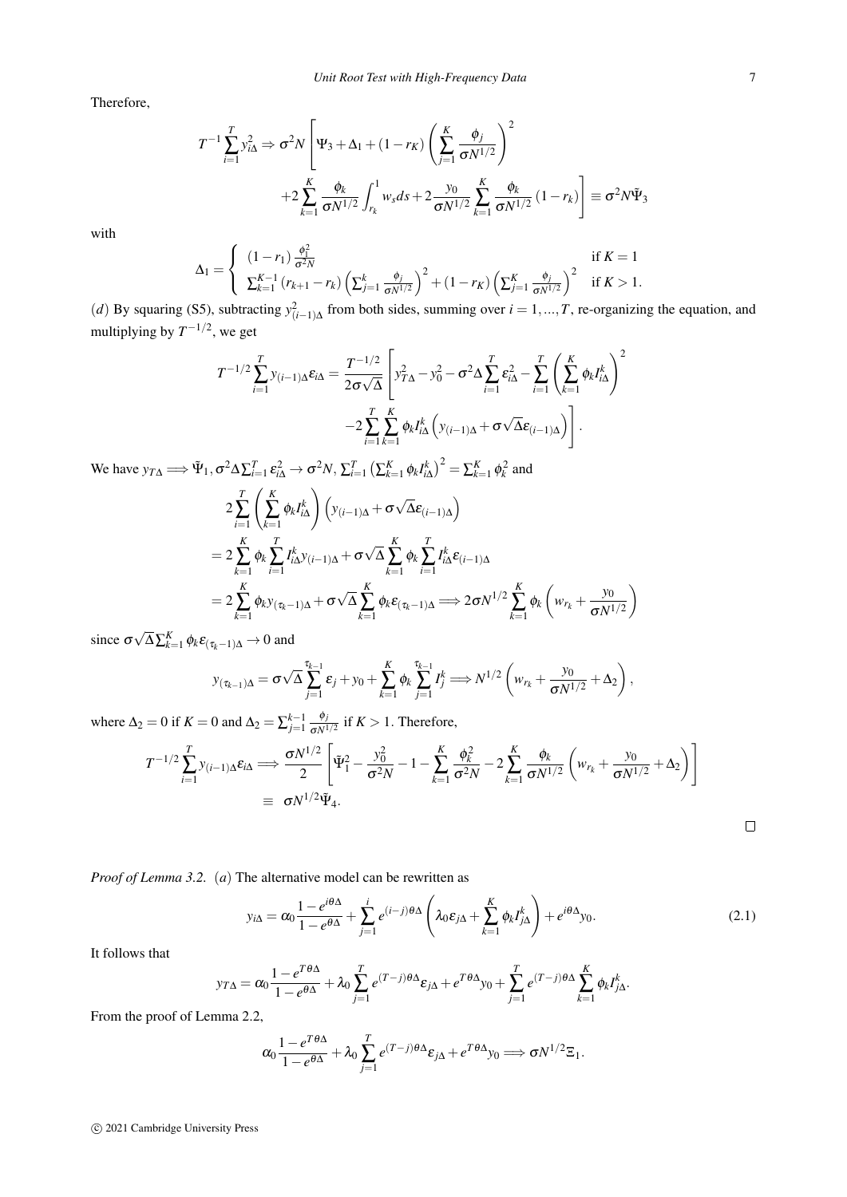Therefore,

$$T^{-1}\sum_{i=1}^{T} y_{i\Delta}^2 \Rightarrow \sigma^2 N\left[\Psi_3 + \Delta_1 + (1-r_K)\left(\sum_{j=1}^{K}\frac{\phi_j}{\sigma N^{1/2}}\right)^2 + 2\sum_{k=1}^{K}\frac{\phi_k}{\sigma N^{1/2}}\int_{r_k}^{1} w_s ds + 2\frac{y_0}{\sigma N^{1/2}}\sum_{k=1}^{K}\frac{\phi_k}{\sigma N^{1/2}}(1-r_k)\right] \equiv \sigma^2 N\tilde{\Psi}_3$$

with

$$\Delta_1 = \begin{cases} (1-r_1)\frac{\phi_1^2}{\sigma^2 N} & \text{if } K=1 \\ \sum_{k=1}^{K-1}(r_{k+1}-r_k)\left(\sum_{j=1}^{k}\frac{\phi_j}{\sigma N^{1/2}}\right)^2 + (1-r_K)\left(\sum_{j=1}^{K}\frac{\phi_j}{\sigma N^{1/2}}\right)^2 & \text{if } K>1. \end{cases}$$

$(d)$ By squaring (S5), subtracting $y_{(i-1)\Delta}^2$ from both sides, summing over $i=1,...,T$, re-organizing the equation, and multiplying by $T^{-1/2}$, we get

$$T^{-1/2}\sum_{i=1}^{T} y_{(i-1)\Delta}\varepsilon_{i\Delta} = \frac{T^{-1/2}}{2\sigma\sqrt{\Delta}}\left[y_{T\Delta}^2 - y_0^2 - \sigma^2\Delta\sum_{i=1}^{T}\varepsilon_{i\Delta}^2 - \sum_{i=1}^{T}\left(\sum_{k=1}^{K}\phi_k I_{i\Delta}^k\right)^2 - 2\sum_{i=1}^{T}\sum_{k=1}^{K}\phi_k I_{i\Delta}^k\left(y_{(i-1)\Delta} + \sigma\sqrt{\Delta}\varepsilon_{(i-1)\Delta}\right)\right].$$

We have $y_{T\Delta} \Longrightarrow \tilde{\Psi}_1, \sigma^2\Delta\sum_{i=1}^{T}\varepsilon_{i\Delta}^2 \to \sigma^2 N$, $\sum_{i=1}^{T}\left(\sum_{k=1}^{K}\phi_k I_{i\Delta}^k\right)^2 = \sum_{k=1}^{K}\phi_k^2$ and

$$\begin{aligned}
&2\sum_{i=1}^{T}\left(\sum_{k=1}^{K}\phi_k I_{i\Delta}^k\right)\left(y_{(i-1)\Delta} + \sigma\sqrt{\Delta}\varepsilon_{(i-1)\Delta}\right) \\
&= 2\sum_{k=1}^{K}\phi_k\sum_{i=1}^{T} I_{i\Delta}^k y_{(i-1)\Delta} + \sigma\sqrt{\Delta}\sum_{k=1}^{K}\phi_k\sum_{i=1}^{T} I_{i\Delta}^k\varepsilon_{(i-1)\Delta} \\
&= 2\sum_{k=1}^{K}\phi_k y_{(\tau_k-1)\Delta} + \sigma\sqrt{\Delta}\sum_{k=1}^{K}\phi_k\varepsilon_{(\tau_k-1)\Delta} \Longrightarrow 2\sigma N^{1/2}\sum_{k=1}^{K}\phi_k\left(w_{r_k} + \frac{y_0}{\sigma N^{1/2}}\right)
\end{aligned}$$

since $\sigma\sqrt{\Delta}\sum_{k=1}^{K}\phi_k\varepsilon_{(\tau_k-1)\Delta} \to 0$ and

$$y_{(\tau_{k-1})\Delta} = \sigma\sqrt{\Delta}\sum_{j=1}^{\tau_{k-1}}\varepsilon_j + y_0 + \sum_{k=1}^{K}\phi_k\sum_{j=1}^{\tau_{k-1}} I_j^k \Longrightarrow N^{1/2}\left(w_{r_k} + \frac{y_0}{\sigma N^{1/2}} + \Delta_2\right),$$

where $\Delta_2 = 0$ if $K=0$ and $\Delta_2 = \sum_{j=1}^{k-1}\frac{\phi_j}{\sigma N^{1/2}}$ if $K>1$. Therefore,

$$\begin{aligned}
T^{-1/2}\sum_{i=1}^{T} y_{(i-1)\Delta}\varepsilon_{i\Delta} &\Longrightarrow \frac{\sigma N^{1/2}}{2}\left[\tilde{\Psi}_1^2 - \frac{y_0^2}{\sigma^2 N} - 1 - \sum_{k=1}^{K}\frac{\phi_k^2}{\sigma^2 N} - 2\sum_{k=1}^{K}\frac{\phi_k}{\sigma N^{1/2}}\left(w_{r_k} + \frac{y_0}{\sigma N^{1/2}} + \Delta_2\right)\right] \\
&\equiv \sigma N^{1/2}\tilde{\Psi}_4.
\end{aligned}$$

□

*Proof of Lemma 3.2.* $(a)$ The alternative model can be rewritten as

$$y_{i\Delta} = \alpha_0\frac{1-e^{i\theta\Delta}}{1-e^{\theta\Delta}} + \sum_{j=1}^{i} e^{(i-j)\theta\Delta}\left(\lambda_0\varepsilon_{j\Delta} + \sum_{k=1}^{K}\phi_k I_{j\Delta}^k\right) + e^{i\theta\Delta}y_0. \tag{2.1}$$

It follows that

$$y_{T\Delta} = \alpha_0\frac{1-e^{T\theta\Delta}}{1-e^{\theta\Delta}} + \lambda_0\sum_{j=1}^{T} e^{(T-j)\theta\Delta}\varepsilon_{j\Delta} + e^{T\theta\Delta}y_0 + \sum_{j=1}^{T} e^{(T-j)\theta\Delta}\sum_{k=1}^{K}\phi_k I_{j\Delta}^k.$$

From the proof of Lemma 2.2,

$$\alpha_0\frac{1-e^{T\theta\Delta}}{1-e^{\theta\Delta}} + \lambda_0\sum_{j=1}^{T} e^{(T-j)\theta\Delta}\varepsilon_{j\Delta} + e^{T\theta\Delta}y_0 \Longrightarrow \sigma N^{1/2}\Xi_1.$$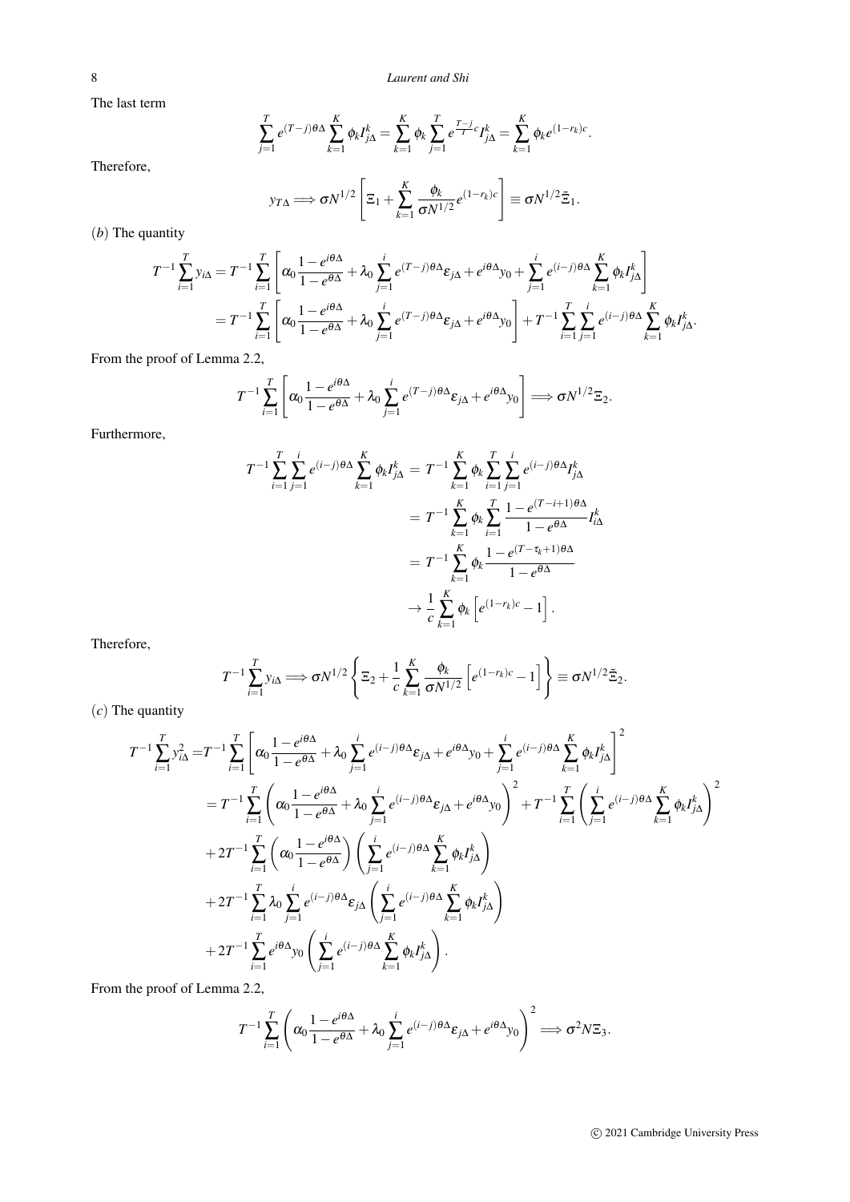The last term

$$\sum_{j=1}^{T} e^{(T-j)\theta\Delta} \sum_{k=1}^{K} \phi_k I_{j\Delta}^k = \sum_{k=1}^{K} \phi_k \sum_{j=1}^{T} e^{\frac{T-j}{T}c} I_{j\Delta}^k = \sum_{k=1}^{K} \phi_k e^{(1-r_k)c}.$$

Therefore,

$$y_{T\Delta} \Longrightarrow \sigma N^{1/2} \left[ \Xi_1 + \sum_{k=1}^{K} \frac{\phi_k}{\sigma N^{1/2}} e^{(1-r_k)c} \right] \equiv \sigma N^{1/2} \tilde{\Xi}_1.$$

$(b)$ The quantity

$$\begin{aligned}
T^{-1} \sum_{i=1}^{T} y_{i\Delta} &= T^{-1} \sum_{i=1}^{T} \left[ \alpha_0 \frac{1-e^{i\theta\Delta}}{1-e^{\theta\Delta}} + \lambda_0 \sum_{j=1}^{i} e^{(T-j)\theta\Delta} \varepsilon_{j\Delta} + e^{i\theta\Delta} y_0 + \sum_{j=1}^{i} e^{(i-j)\theta\Delta} \sum_{k=1}^{K} \phi_k I_{j\Delta}^k \right] \\
&= T^{-1} \sum_{i=1}^{T} \left[ \alpha_0 \frac{1-e^{i\theta\Delta}}{1-e^{\theta\Delta}} + \lambda_0 \sum_{j=1}^{i} e^{(T-j)\theta\Delta} \varepsilon_{j\Delta} + e^{i\theta\Delta} y_0 \right] + T^{-1} \sum_{i=1}^{T} \sum_{j=1}^{i} e^{(i-j)\theta\Delta} \sum_{k=1}^{K} \phi_k I_{j\Delta}^k.
\end{aligned}$$

From the proof of Lemma 2.2,

$$T^{-1} \sum_{i=1}^{T} \left[ \alpha_0 \frac{1-e^{i\theta\Delta}}{1-e^{\theta\Delta}} + \lambda_0 \sum_{j=1}^{i} e^{(T-j)\theta\Delta} \varepsilon_{j\Delta} + e^{i\theta\Delta} y_0 \right] \Longrightarrow \sigma N^{1/2} \Xi_2.$$

Furthermore,

$$\begin{aligned}
T^{-1} \sum_{i=1}^{T} \sum_{j=1}^{i} e^{(i-j)\theta\Delta} \sum_{k=1}^{K} \phi_k I_{j\Delta}^k &= T^{-1} \sum_{k=1}^{K} \phi_k \sum_{i=1}^{T} \sum_{j=1}^{i} e^{(i-j)\theta\Delta} I_{j\Delta}^k \\
&= T^{-1} \sum_{k=1}^{K} \phi_k \sum_{i=1}^{T} \frac{1-e^{(T-i+1)\theta\Delta}}{1-e^{\theta\Delta}} I_{i\Delta}^k \\
&= T^{-1} \sum_{k=1}^{K} \phi_k \frac{1-e^{(T-\tau_k+1)\theta\Delta}}{1-e^{\theta\Delta}} \\
&\to \frac{1}{c} \sum_{k=1}^{K} \phi_k \left[ e^{(1-r_k)c} - 1 \right].
\end{aligned}$$

Therefore,

$$T^{-1} \sum_{i=1}^{T} y_{i\Delta} \Longrightarrow \sigma N^{1/2} \left\{ \Xi_2 + \frac{1}{c} \sum_{k=1}^{K} \frac{\phi_k}{\sigma N^{1/2}} \left[ e^{(1-r_k)c} - 1 \right] \right\} \equiv \sigma N^{1/2} \tilde{\Xi}_2.$$

$(c)$ The quantity

$$\begin{aligned}
T^{-1} \sum_{i=1}^{T} y_{i\Delta}^2 =& T^{-1} \sum_{i=1}^{T} \left[ \alpha_0 \frac{1-e^{i\theta\Delta}}{1-e^{\theta\Delta}} + \lambda_0 \sum_{j=1}^{i} e^{(i-j)\theta\Delta} \varepsilon_{j\Delta} + e^{i\theta\Delta} y_0 + \sum_{j=1}^{i} e^{(i-j)\theta\Delta} \sum_{k=1}^{K} \phi_k I_{j\Delta}^k \right]^2 \\
&= T^{-1} \sum_{i=1}^{T} \left( \alpha_0 \frac{1-e^{i\theta\Delta}}{1-e^{\theta\Delta}} + \lambda_0 \sum_{j=1}^{i} e^{(i-j)\theta\Delta} \varepsilon_{j\Delta} + e^{i\theta\Delta} y_0 \right)^2 + T^{-1} \sum_{i=1}^{T} \left( \sum_{j=1}^{i} e^{(i-j)\theta\Delta} \sum_{k=1}^{K} \phi_k I_{j\Delta}^k \right)^2 \\
&+ 2T^{-1} \sum_{i=1}^{T} \left( \alpha_0 \frac{1-e^{i\theta\Delta}}{1-e^{\theta\Delta}} \right) \left( \sum_{j=1}^{i} e^{(i-j)\theta\Delta} \sum_{k=1}^{K} \phi_k I_{j\Delta}^k \right) \\
&+ 2T^{-1} \sum_{i=1}^{T} \lambda_0 \sum_{j=1}^{i} e^{(i-j)\theta\Delta} \varepsilon_{j\Delta} \left( \sum_{j=1}^{i} e^{(i-j)\theta\Delta} \sum_{k=1}^{K} \phi_k I_{j\Delta}^k \right) \\
&+ 2T^{-1} \sum_{i=1}^{T} e^{i\theta\Delta} y_0 \left( \sum_{j=1}^{i} e^{(i-j)\theta\Delta} \sum_{k=1}^{K} \phi_k I_{j\Delta}^k \right).
\end{aligned}$$

From the proof of Lemma 2.2,

$$T^{-1} \sum_{i=1}^{T} \left( \alpha_0 \frac{1-e^{i\theta\Delta}}{1-e^{\theta\Delta}} + \lambda_0 \sum_{j=1}^{i} e^{(i-j)\theta\Delta} \varepsilon_{j\Delta} + e^{i\theta\Delta} y_0 \right)^2 \Longrightarrow \sigma^2 N \Xi_3.$$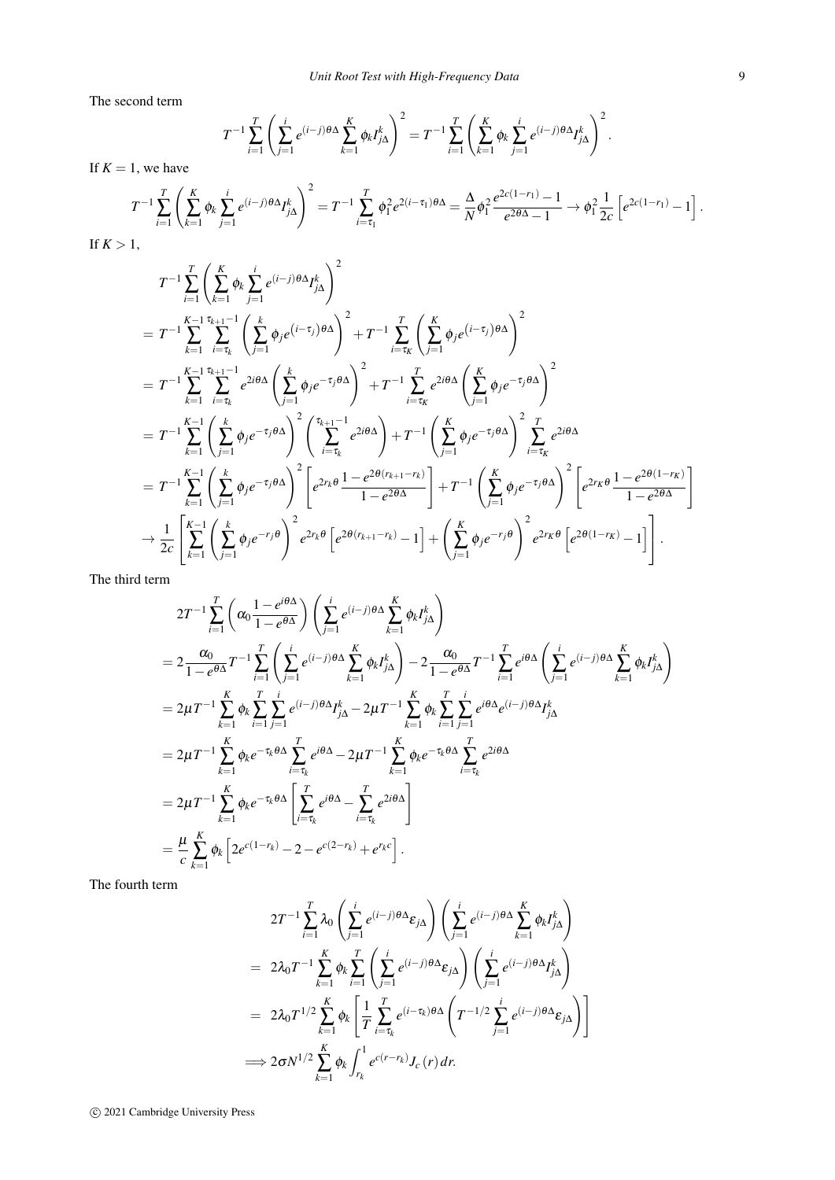The second term

$$T^{-1}\sum_{i=1}^{T}\left(\sum_{j=1}^{i}e^{(i-j)\theta\Delta}\sum_{k=1}^{K}\phi_k I_{j\Delta}^{k}\right)^2 = T^{-1}\sum_{i=1}^{T}\left(\sum_{k=1}^{K}\phi_k\sum_{j=1}^{i}e^{(i-j)\theta\Delta}I_{j\Delta}^{k}\right)^2.$$

If $K=1$, we have

$$T^{-1}\sum_{i=1}^{T}\left(\sum_{k=1}^{K}\phi_k\sum_{j=1}^{i}e^{(i-j)\theta\Delta}I_{j\Delta}^{k}\right)^2 = T^{-1}\sum_{i=\tau_1}^{T}\phi_1^2 e^{2(i-\tau_1)\theta\Delta} = \frac{\Delta}{N}\phi_1^2\frac{e^{2c(1-r_1)}-1}{e^{2\theta\Delta}-1}\to\phi_1^2\frac{1}{2c}\left[e^{2c(1-r_1)}-1\right].$$

If $K>1$,

$$\begin{aligned}
&T^{-1}\sum_{i=1}^{T}\left(\sum_{k=1}^{K}\phi_k\sum_{j=1}^{i}e^{(i-j)\theta\Delta}I_{j\Delta}^{k}\right)^2\\
=\;& T^{-1}\sum_{k=1}^{K-1}\sum_{i=\tau_k}^{\tau_{k+1}-1}\left(\sum_{j=1}^{k}\phi_j e^{\left(i-\tau_j\right)\theta\Delta}\right)^2 + T^{-1}\sum_{i=\tau_K}^{T}\left(\sum_{j=1}^{K}\phi_j e^{\left(i-\tau_j\right)\theta\Delta}\right)^2\\
=\;& T^{-1}\sum_{k=1}^{K-1}\sum_{i=\tau_k}^{\tau_{k+1}-1}e^{2i\theta\Delta}\left(\sum_{j=1}^{k}\phi_j e^{-\tau_j\theta\Delta}\right)^2 + T^{-1}\sum_{i=\tau_K}^{T}e^{2i\theta\Delta}\left(\sum_{j=1}^{K}\phi_j e^{-\tau_j\theta\Delta}\right)^2\\
=\;& T^{-1}\sum_{k=1}^{K-1}\left(\sum_{j=1}^{k}\phi_j e^{-\tau_j\theta\Delta}\right)^2\left(\sum_{i=\tau_k}^{\tau_{k+1}-1}e^{2i\theta\Delta}\right) + T^{-1}\left(\sum_{j=1}^{K}\phi_j e^{-\tau_j\theta\Delta}\right)^2\sum_{i=\tau_K}^{T}e^{2i\theta\Delta}\\
=\;& T^{-1}\sum_{k=1}^{K-1}\left(\sum_{j=1}^{k}\phi_j e^{-\tau_j\theta\Delta}\right)^2\left[e^{2r_k\theta}\frac{1-e^{2\theta(r_{k+1}-r_k)}}{1-e^{2\theta\Delta}}\right] + T^{-1}\left(\sum_{j=1}^{K}\phi_j e^{-\tau_j\theta\Delta}\right)^2\left[e^{2r_K\theta}\frac{1-e^{2\theta(1-r_K)}}{1-e^{2\theta\Delta}}\right]\\
\to\;& \frac{1}{2c}\left[\sum_{k=1}^{K-1}\left(\sum_{j=1}^{k}\phi_j e^{-r_j\theta}\right)^2 e^{2r_k\theta}\left[e^{2\theta(r_{k+1}-r_k)}-1\right] + \left(\sum_{j=1}^{K}\phi_j e^{-r_j\theta}\right)^2 e^{2r_K\theta}\left[e^{2\theta(1-r_K)}-1\right]\right].
\end{aligned}$$

The third term

$$\begin{aligned}
&2T^{-1}\sum_{i=1}^{T}\left(\alpha_0\frac{1-e^{i\theta\Delta}}{1-e^{\theta\Delta}}\right)\left(\sum_{j=1}^{i}e^{(i-j)\theta\Delta}\sum_{k=1}^{K}\phi_k I_{j\Delta}^{k}\right)\\
=\;&2\frac{\alpha_0}{1-e^{\theta\Delta}}T^{-1}\sum_{i=1}^{T}\left(\sum_{j=1}^{i}e^{(i-j)\theta\Delta}\sum_{k=1}^{K}\phi_k I_{j\Delta}^{k}\right) - 2\frac{\alpha_0}{1-e^{\theta\Delta}}T^{-1}\sum_{i=1}^{T}e^{i\theta\Delta}\left(\sum_{j=1}^{i}e^{(i-j)\theta\Delta}\sum_{k=1}^{K}\phi_k I_{j\Delta}^{k}\right)\\
=\;&2\mu T^{-1}\sum_{k=1}^{K}\phi_k\sum_{i=1}^{T}\sum_{j=1}^{i}e^{(i-j)\theta\Delta}I_{j\Delta}^{k} - 2\mu T^{-1}\sum_{k=1}^{K}\phi_k\sum_{i=1}^{T}\sum_{j=1}^{i}e^{i\theta\Delta}e^{(i-j)\theta\Delta}I_{j\Delta}^{k}\\
=\;&2\mu T^{-1}\sum_{k=1}^{K}\phi_k e^{-\tau_k\theta\Delta}\sum_{i=\tau_k}^{T}e^{i\theta\Delta} - 2\mu T^{-1}\sum_{k=1}^{K}\phi_k e^{-\tau_k\theta\Delta}\sum_{i=\tau_k}^{T}e^{2i\theta\Delta}\\
=\;&2\mu T^{-1}\sum_{k=1}^{K}\phi_k e^{-\tau_k\theta\Delta}\left[\sum_{i=\tau_k}^{T}e^{i\theta\Delta} - \sum_{i=\tau_k}^{T}e^{2i\theta\Delta}\right]\\
=\;&\frac{\mu}{c}\sum_{k=1}^{K}\phi_k\left[2e^{c(1-r_k)}-2-e^{c(2-r_k)}+e^{r_k c}\right].
\end{aligned}$$

The fourth term

$$\begin{aligned}
&2T^{-1}\sum_{i=1}^{T}\lambda_0\left(\sum_{j=1}^{i}e^{(i-j)\theta\Delta}\varepsilon_{j\Delta}\right)\left(\sum_{j=1}^{i}e^{(i-j)\theta\Delta}\sum_{k=1}^{K}\phi_k I_{j\Delta}^{k}\right)\\
=\;&2\lambda_0 T^{-1}\sum_{k=1}^{K}\phi_k\sum_{i=1}^{T}\left(\sum_{j=1}^{i}e^{(i-j)\theta\Delta}\varepsilon_{j\Delta}\right)\left(\sum_{j=1}^{i}e^{(i-j)\theta\Delta}I_{j\Delta}^{k}\right)\\
=\;&2\lambda_0 T^{1/2}\sum_{k=1}^{K}\phi_k\left[\frac{1}{T}\sum_{i=\tau_k}^{T}e^{(i-\tau_k)\theta\Delta}\left(T^{-1/2}\sum_{j=1}^{i}e^{(i-j)\theta\Delta}\varepsilon_{j\Delta}\right)\right]\\
\Longrightarrow\;&2\sigma N^{1/2}\sum_{k=1}^{K}\phi_k\int_{r_k}^{1}e^{c(r-r_k)}J_c(r)\,dr.
\end{aligned}$$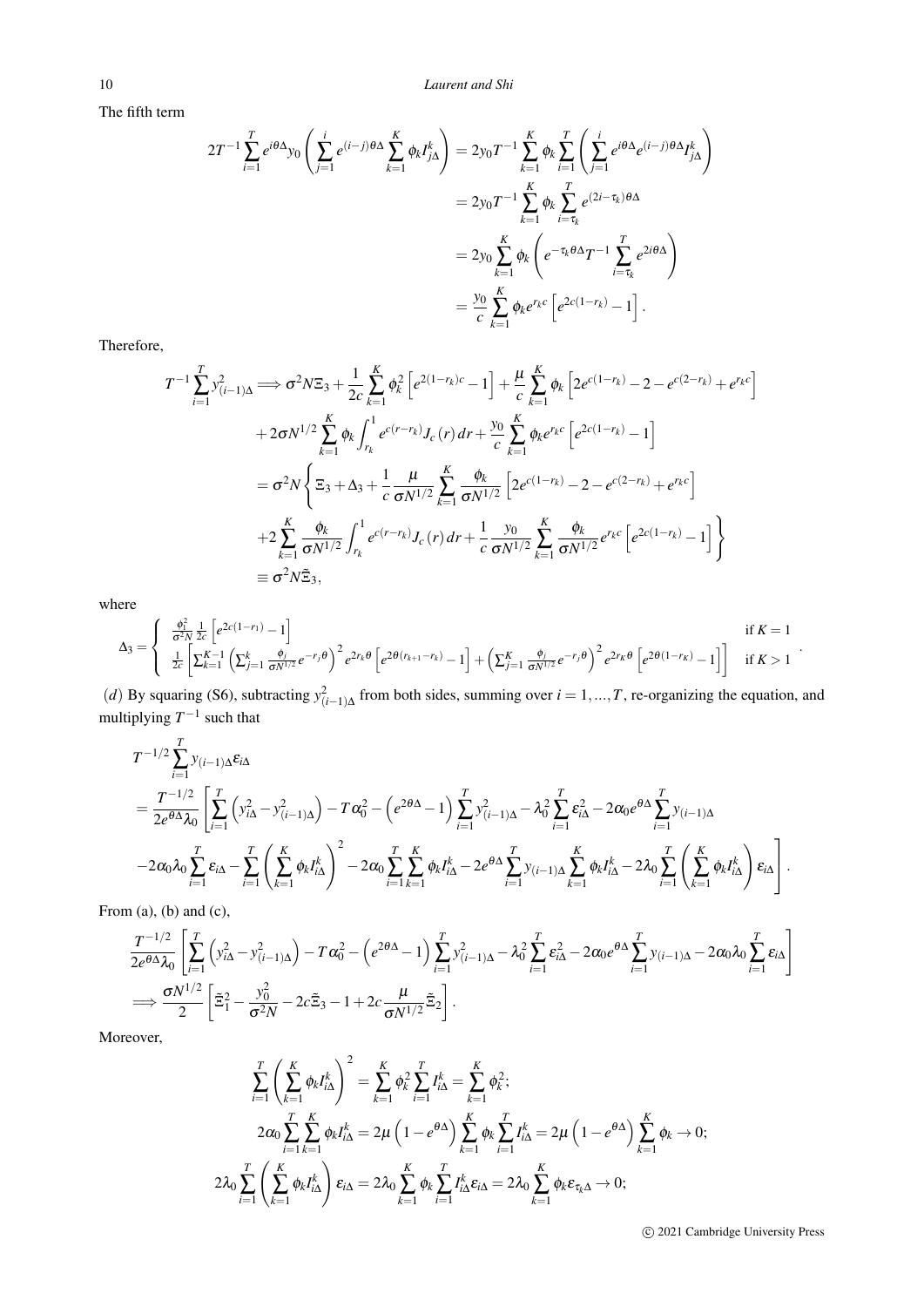The fifth term

$$
\begin{aligned}
2T^{-1}\sum_{i=1}^{T} e^{i\theta\Delta} y_0 \left( \sum_{j=1}^{i} e^{(i-j)\theta\Delta} \sum_{k=1}^{K} \phi_k I_{j\Delta}^k \right) &= 2y_0 T^{-1} \sum_{k=1}^{K} \phi_k \sum_{i=1}^{T} \left( \sum_{j=1}^{i} e^{i\theta\Delta} e^{(i-j)\theta\Delta} I_{j\Delta}^k \right) \\
&= 2y_0 T^{-1} \sum_{k=1}^{K} \phi_k \sum_{i=\tau_k}^{T} e^{(2i-\tau_k)\theta\Delta} \\
&= 2y_0 \sum_{k=1}^{K} \phi_k \left( e^{-\tau_k\theta\Delta} T^{-1} \sum_{i=\tau_k}^{T} e^{2i\theta\Delta} \right) \\
&= \frac{y_0}{c} \sum_{k=1}^{K} \phi_k e^{r_k c} \left[ e^{2c(1-r_k)} - 1 \right].
\end{aligned}
$$

Therefore,

$$
\begin{aligned}
T^{-1}\sum_{i=1}^{T} y_{(i-1)\Delta}^2 &\Longrightarrow \sigma^2 N \Xi_3 + \frac{1}{2c}\sum_{k=1}^{K} \phi_k^2 \left[ e^{2(1-r_k)c} - 1 \right] + \frac{\mu}{c} \sum_{k=1}^{K} \phi_k \left[ 2e^{c(1-r_k)} - 2 - e^{c(2-r_k)} + e^{r_k c} \right] \\
&\quad + 2\sigma N^{1/2} \sum_{k=1}^{K} \phi_k \int_{r_k}^{1} e^{c(r-r_k)} J_c(r)\, dr + \frac{y_0}{c} \sum_{k=1}^{K} \phi_k e^{r_k c} \left[ e^{2c(1-r_k)} - 1 \right] \\
&= \sigma^2 N \left\{ \Xi_3 + \Delta_3 + \frac{1}{c}\frac{\mu}{\sigma N^{1/2}} \sum_{k=1}^{K} \frac{\phi_k}{\sigma N^{1/2}} \left[ 2e^{c(1-r_k)} - 2 - e^{c(2-r_k)} + e^{r_k c} \right] \right. \\
&\quad \left. + 2\sum_{k=1}^{K} \frac{\phi_k}{\sigma N^{1/2}} \int_{r_k}^{1} e^{c(r-r_k)} J_c(r)\, dr + \frac{1}{c}\frac{y_0}{\sigma N^{1/2}} \sum_{k=1}^{K} \frac{\phi_k}{\sigma N^{1/2}} e^{r_k c} \left[ e^{2c(1-r_k)} - 1 \right] \right\} \\
&\equiv \sigma^2 N \tilde{\Xi}_3,
\end{aligned}
$$

where

$$
\Delta_3 = \begin{cases} \frac{\phi_1^2}{\sigma^2 N} \frac{1}{2c} \left[ e^{2c(1-r_1)} - 1 \right] & \text{if } K = 1 \\ \frac{1}{2c} \left[ \sum_{k=1}^{K-1} \left( \sum_{j=1}^{k} \frac{\phi_j}{\sigma N^{1/2}} e^{-r_j\theta} \right)^2 e^{2r_k\theta} \left[ e^{2\theta(r_{k+1}-r_k)} - 1 \right] + \left( \sum_{j=1}^{K} \frac{\phi_j}{\sigma N^{1/2}} e^{-r_j\theta} \right)^2 e^{2r_K\theta} \left[ e^{2\theta(1-r_K)} - 1 \right] \right] & \text{if } K > 1 \end{cases}.
$$

$(d)$ By squaring (S6), subtracting $y_{(i-1)\Delta}^2$ from both sides, summing over $i = 1, ..., T$, re-organizing the equation, and multiplying $T^{-1}$ such that

$$
\begin{aligned}
& T^{-1/2}\sum_{i=1}^{T} y_{(i-1)\Delta}\varepsilon_{i\Delta} \\
&= \frac{T^{-1/2}}{2e^{\theta\Delta}\lambda_0} \left[ \sum_{i=1}^{T} \left( y_{i\Delta}^2 - y_{(i-1)\Delta}^2 \right) - T\alpha_0^2 - \left( e^{2\theta\Delta} - 1 \right) \sum_{i=1}^{T} y_{(i-1)\Delta}^2 - \lambda_0^2 \sum_{i=1}^{T} \varepsilon_{i\Delta}^2 - 2\alpha_0 e^{\theta\Delta} \sum_{i=1}^{T} y_{(i-1)\Delta} \right. \\
&\quad \left. - 2\alpha_0\lambda_0 \sum_{i=1}^{T} \varepsilon_{i\Delta} - \sum_{i=1}^{T} \left( \sum_{k=1}^{K} \phi_k I_{i\Delta}^k \right)^2 - 2\alpha_0 \sum_{i=1}^{T}\sum_{k=1}^{K} \phi_k I_{i\Delta}^k - 2e^{\theta\Delta} \sum_{i=1}^{T} y_{(i-1)\Delta} \sum_{k=1}^{K} \phi_k I_{i\Delta}^k - 2\lambda_0 \sum_{i=1}^{T} \left( \sum_{k=1}^{K} \phi_k I_{i\Delta}^k \right) \varepsilon_{i\Delta} \right].
\end{aligned}
$$

From (a), (b) and (c),

$$
\begin{aligned}
& \frac{T^{-1/2}}{2e^{\theta\Delta}\lambda_0} \left[ \sum_{i=1}^{T} \left( y_{i\Delta}^2 - y_{(i-1)\Delta}^2 \right) - T\alpha_0^2 - \left( e^{2\theta\Delta} - 1 \right) \sum_{i=1}^{T} y_{(i-1)\Delta}^2 - \lambda_0^2 \sum_{i=1}^{T} \varepsilon_{i\Delta}^2 - 2\alpha_0 e^{\theta\Delta} \sum_{i=1}^{T} y_{(i-1)\Delta} - 2\alpha_0\lambda_0 \sum_{i=1}^{T} \varepsilon_{i\Delta} \right] \\
& \Longrightarrow \frac{\sigma N^{1/2}}{2} \left[ \tilde{\Xi}_1^2 - \frac{y_0^2}{\sigma^2 N} - 2c\tilde{\Xi}_3 - 1 + 2c\frac{\mu}{\sigma N^{1/2}} \tilde{\Xi}_2 \right].
\end{aligned}
$$

Moreover,

$$
\begin{aligned}
\sum_{i=1}^{T} \left( \sum_{k=1}^{K} \phi_k I_{i\Delta}^k \right)^2 &= \sum_{k=1}^{K} \phi_k^2 \sum_{i=1}^{T} I_{i\Delta}^k = \sum_{k=1}^{K} \phi_k^2; \\
2\alpha_0 \sum_{i=1}^{T}\sum_{k=1}^{K} \phi_k I_{i\Delta}^k &= 2\mu \left( 1 - e^{\theta\Delta} \right) \sum_{k=1}^{K} \phi_k \sum_{i=1}^{T} I_{i\Delta}^k = 2\mu \left( 1 - e^{\theta\Delta} \right) \sum_{k=1}^{K} \phi_k \to 0; \\
2\lambda_0 \sum_{i=1}^{T} \left( \sum_{k=1}^{K} \phi_k I_{i\Delta}^k \right) \varepsilon_{i\Delta} &= 2\lambda_0 \sum_{k=1}^{K} \phi_k \sum_{i=1}^{T} I_{i\Delta}^k \varepsilon_{i\Delta} = 2\lambda_0 \sum_{k=1}^{K} \phi_k \varepsilon_{\tau_k\Delta} \to 0;
\end{aligned}
$$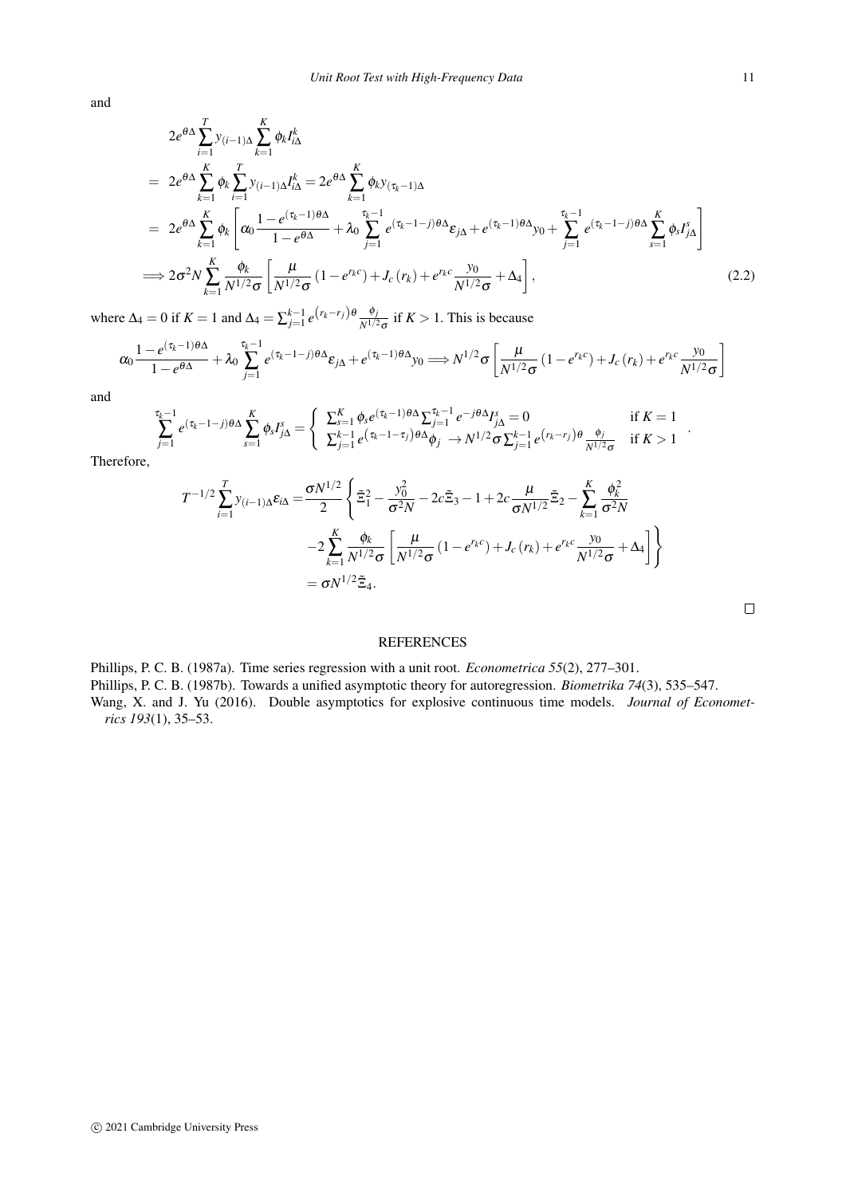and

$$
\begin{aligned}
& 2e^{\theta\Delta} \sum_{i=1}^{T} y_{(i-1)\Delta} \sum_{k=1}^{K} \phi_k I_{i\Delta}^k \\
= \; & 2e^{\theta\Delta} \sum_{k=1}^{K} \phi_k \sum_{i=1}^{T} y_{(i-1)\Delta} I_{i\Delta}^k = 2e^{\theta\Delta} \sum_{k=1}^{K} \phi_k y_{(\tau_k - 1)\Delta} \\
= \; & 2e^{\theta\Delta} \sum_{k=1}^{K} \phi_k \left[ \alpha_0 \frac{1 - e^{(\tau_k - 1)\theta\Delta}}{1 - e^{\theta\Delta}} + \lambda_0 \sum_{j=1}^{\tau_k - 1} e^{(\tau_k - 1 - j)\theta\Delta} \varepsilon_{j\Delta} + e^{(\tau_k - 1)\theta\Delta} y_0 + \sum_{j=1}^{\tau_k - 1} e^{(\tau_k - 1 - j)\theta\Delta} \sum_{s=1}^{K} \phi_s I_{j\Delta}^s \right] \\
\Longrightarrow \; & 2\sigma^2 N \sum_{k=1}^{K} \frac{\phi_k}{N^{1/2}\sigma} \left[ \frac{\mu}{N^{1/2}\sigma} \left(1 - e^{r_k c}\right) + J_c(r_k) + e^{r_k c} \frac{y_0}{N^{1/2}\sigma} + \Delta_4 \right],
\end{aligned}
\tag{2.2}
$$

where $\Delta_4 = 0$ if $K = 1$ and $\Delta_4 = \sum_{j=1}^{k-1} e^{\left(r_k - r_j\right)\theta} \frac{\phi_j}{N^{1/2}\sigma}$ if $K > 1$. This is because

$$
\alpha_0 \frac{1 - e^{(\tau_k - 1)\theta\Delta}}{1 - e^{\theta\Delta}} + \lambda_0 \sum_{j=1}^{\tau_k - 1} e^{(\tau_k - 1 - j)\theta\Delta} \varepsilon_{j\Delta} + e^{(\tau_k - 1)\theta\Delta} y_0 \Longrightarrow N^{1/2}\sigma \left[ \frac{\mu}{N^{1/2}\sigma} \left(1 - e^{r_k c}\right) + J_c(r_k) + e^{r_k c} \frac{y_0}{N^{1/2}\sigma} \right]
$$

and

$$
\sum_{j=1}^{\tau_k - 1} e^{(\tau_k - 1 - j)\theta\Delta} \sum_{s=1}^{K} \phi_s I_{j\Delta}^s = \begin{cases} \sum_{s=1}^{K} \phi_s e^{(\tau_k - 1)\theta\Delta} \sum_{j=1}^{\tau_k - 1} e^{-j\theta\Delta} I_{j\Delta}^s = 0 & \text{if } K = 1 \\ \sum_{j=1}^{k-1} e^{\left(\tau_k - 1 - \tau_j\right)\theta\Delta} \phi_j \; \to N^{1/2}\sigma \sum_{j=1}^{k-1} e^{\left(r_k - r_j\right)\theta} \frac{\phi_j}{N^{1/2}\sigma} & \text{if } K > 1 \end{cases}.
$$

Therefore,

$$
\begin{aligned}
T^{-1/2} \sum_{i=1}^{T} y_{(i-1)\Delta} \varepsilon_{i\Delta} = & \frac{\sigma N^{1/2}}{2} \left\{ \tilde{\Xi}_1^2 - \frac{y_0^2}{\sigma^2 N} - 2c\tilde{\Xi}_3 - 1 + 2c \frac{\mu}{\sigma N^{1/2}} \tilde{\Xi}_2 - \sum_{k=1}^{K} \frac{\phi_k^2}{\sigma^2 N} \right. \\
& \left. - 2 \sum_{k=1}^{K} \frac{\phi_k}{N^{1/2}\sigma} \left[ \frac{\mu}{N^{1/2}\sigma} \left(1 - e^{r_k c}\right) + J_c(r_k) + e^{r_k c} \frac{y_0}{N^{1/2}\sigma} + \Delta_4 \right] \right\} \\
= & \; \sigma N^{1/2} \tilde{\Xi}_4.
\end{aligned}
$$

□

## REFERENCES

Phillips, P. C. B. (1987a). Time series regression with a unit root. *Econometrica 55*(2), 277–301.

Phillips, P. C. B. (1987b). Towards a unified asymptotic theory for autoregression. *Biometrika 74*(3), 535–547.

Wang, X. and J. Yu (2016). Double asymptotics for explosive continuous time models. *Journal of Econometrics 193*(1), 35–53.